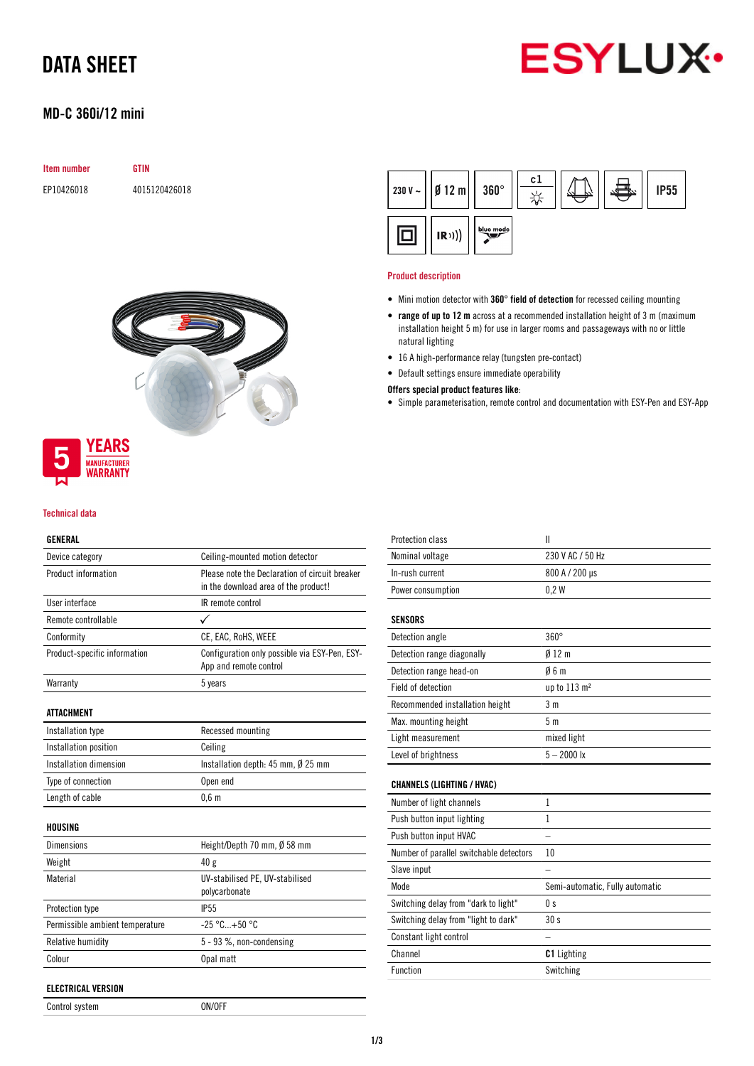# DATA SHEET

ESYLUX

## MD-C 360i/12 mini

| Item number | GTIN |
|---|---|
| EP10426018 | 4015120426018 |

230 V ~ | Ø 12 m | 360° | c1 | IP55 | IR | blue mode

5 YEARS MANUFACTURER WARRANTY

### Product description

- Mini motion detector with **360° field of detection** for recessed ceiling mounting
- **range of up to 12 m** across at a recommended installation height of 3 m (maximum installation height 5 m) for use in larger rooms and passageways with no or little natural lighting
- 16 A high-performance relay (tungsten pre-contact)
- Default settings ensure immediate operability

**Offers special product features like:**

- Simple parameterisation, remote control and documentation with ESY-Pen and ESY-App

### Technical data

| GENERAL | |
|---|---|
| Device category | Ceiling-mounted motion detector |
| Product information | Please note the Declaration of circuit breaker in the download area of the product! |
| User interface | IR remote control |
| Remote controllable | ✓ |
| Conformity | CE, EAC, RoHS, WEEE |
| Product-specific information | Configuration only possible via ESY-Pen, ESY-App and remote control |
| Warranty | 5 years |

| ATTACHMENT | |
|---|---|
| Installation type | Recessed mounting |
| Installation position | Ceiling |
| Installation dimension | Installation depth: 45 mm, Ø 25 mm |
| Type of connection | Open end |
| Length of cable | 0,6 m |

| HOUSING | |
|---|---|
| Dimensions | Height/Depth 70 mm, Ø 58 mm |
| Weight | 40 g |
| Material | UV-stabilised PE, UV-stabilised polycarbonate |
| Protection type | IP55 |
| Permissible ambient temperature | -25 °C...+50 °C |
| Relative humidity | 5 - 93 %, non-condensing |
| Colour | Opal matt |

| ELECTRICAL VERSION | |
|---|---|
| Control system | ON/OFF |
| Protection class | II |
| Nominal voltage | 230 V AC / 50 Hz |
| In-rush current | 800 A / 200 µs |
| Power consumption | 0,2 W |

| SENSORS | |
|---|---|
| Detection angle | 360° |
| Detection range diagonally | Ø 12 m |
| Detection range head-on | Ø 6 m |
| Field of detection | up to 113 m² |
| Recommended installation height | 3 m |
| Max. mounting height | 5 m |
| Light measurement | mixed light |
| Level of brightness | 5 – 2000 lx |

| CHANNELS (LIGHTING / HVAC) | |
|---|---|
| Number of light channels | 1 |
| Push button input lighting | 1 |
| Push button input HVAC | – |
| Number of parallel switchable detectors | 10 |
| Slave input | – |
| Mode | Semi-automatic, Fully automatic |
| Switching delay from "dark to light" | 0 s |
| Switching delay from "light to dark" | 30 s |
| Constant light control | – |
| Channel | **C1** Lighting |
| Function | Switching |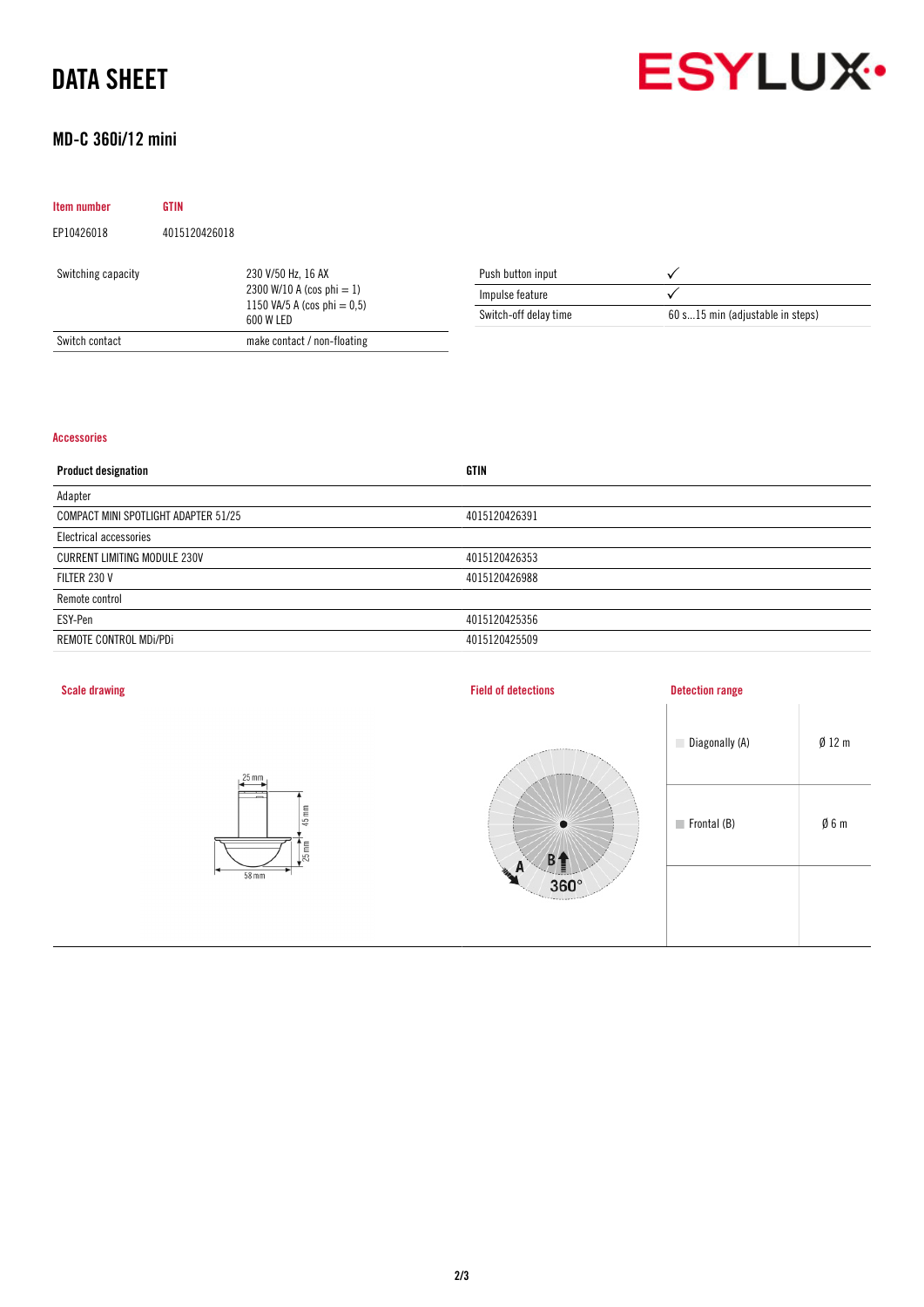# DATA SHEET

## MD-C 360i/12 mini

| Item number | GTIN |
|---|---|
| EP10426018 | 4015120426018 |

| | |
|---|---|
| Switching capacity | 230 V/50 Hz, 16 AX<br>2300 W/10 A (cos phi = 1)<br>1150 VA/5 A (cos phi = 0,5)<br>600 W LED |
| Switch contact | make contact / non-floating |

| | |
|---|---|
| Push button input | ✓ |
| Impulse feature | ✓ |
| Switch-off delay time | 60 s...15 min (adjustable in steps) |

### Accessories

| Product designation | GTIN |
|---|---|
| Adapter | |
| COMPACT MINI SPOTLIGHT ADAPTER 51/25 | 4015120426391 |
| Electrical accessories | |
| CURRENT LIMITING MODULE 230V | 4015120426353 |
| FILTER 230 V | 4015120426988 |
| Remote control | |
| ESY-Pen | 4015120425356 |
| REMOTE CONTROL MDi/PDi | 4015120425509 |

### Scale drawing

25 mm, 45 mm, 25 mm, 58 mm

### Field of detections

A, B, 360°

### Detection range

| | |
|---|---|
| Diagonally (A) | Ø 12 m |
| Frontal (B) | Ø 6 m |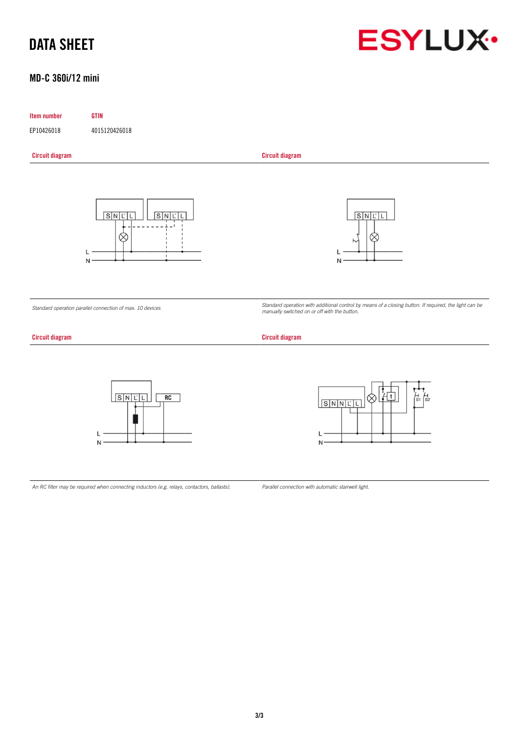# DATA SHEET

## MD-C 360i/12 mini

| Item number | GTIN |
| --- | --- |
| EP10426018 | 4015120426018 |

### Circuit diagram

S N L' L
S N L' L
L
N

*Standard operation parallel connection of max. 10 devices*

### Circuit diagram

S N L' L
L
N

*Standard operation with additional control by means of a closing button. If required, the light can be manually switched on or off with the button.*

### Circuit diagram

S N L' L
RC
L
N

*An RC filter may be required when connecting inductors (e.g. relays, contactors, ballasts).*

### Circuit diagram

S N N L' L
t
S1 S2
L
N

*Parallel connection with automatic stairwell light.*